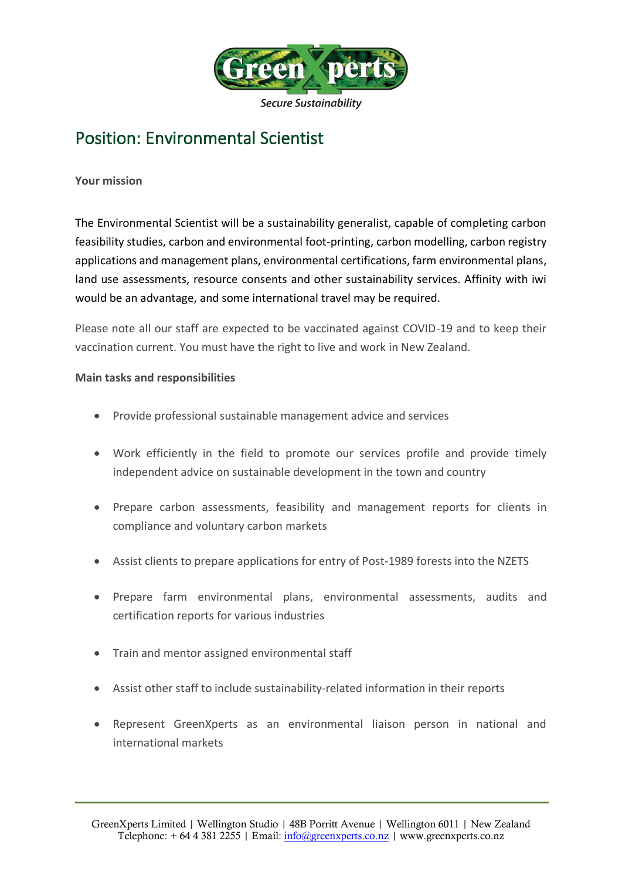GreenXperts

*Secure Sustainability*

# Position: Environmental Scientist

**Your mission**

The Environmental Scientist will be a sustainability generalist, capable of completing carbon feasibility studies, carbon and environmental foot-printing, carbon modelling, carbon registry applications and management plans, environmental certifications, farm environmental plans, land use assessments, resource consents and other sustainability services. Affinity with iwi would be an advantage, and some international travel may be required.

Please note all our staff are expected to be vaccinated against COVID-19 and to keep their vaccination current. You must have the right to live and work in New Zealand.

**Main tasks and responsibilities**

- Provide professional sustainable management advice and services
- Work efficiently in the field to promote our services profile and provide timely independent advice on sustainable development in the town and country
- Prepare carbon assessments, feasibility and management reports for clients in compliance and voluntary carbon markets
- Assist clients to prepare applications for entry of Post-1989 forests into the NZETS
- Prepare farm environmental plans, environmental assessments, audits and certification reports for various industries
- Train and mentor assigned environmental staff
- Assist other staff to include sustainability-related information in their reports
- Represent GreenXperts as an environmental liaison person in national and international markets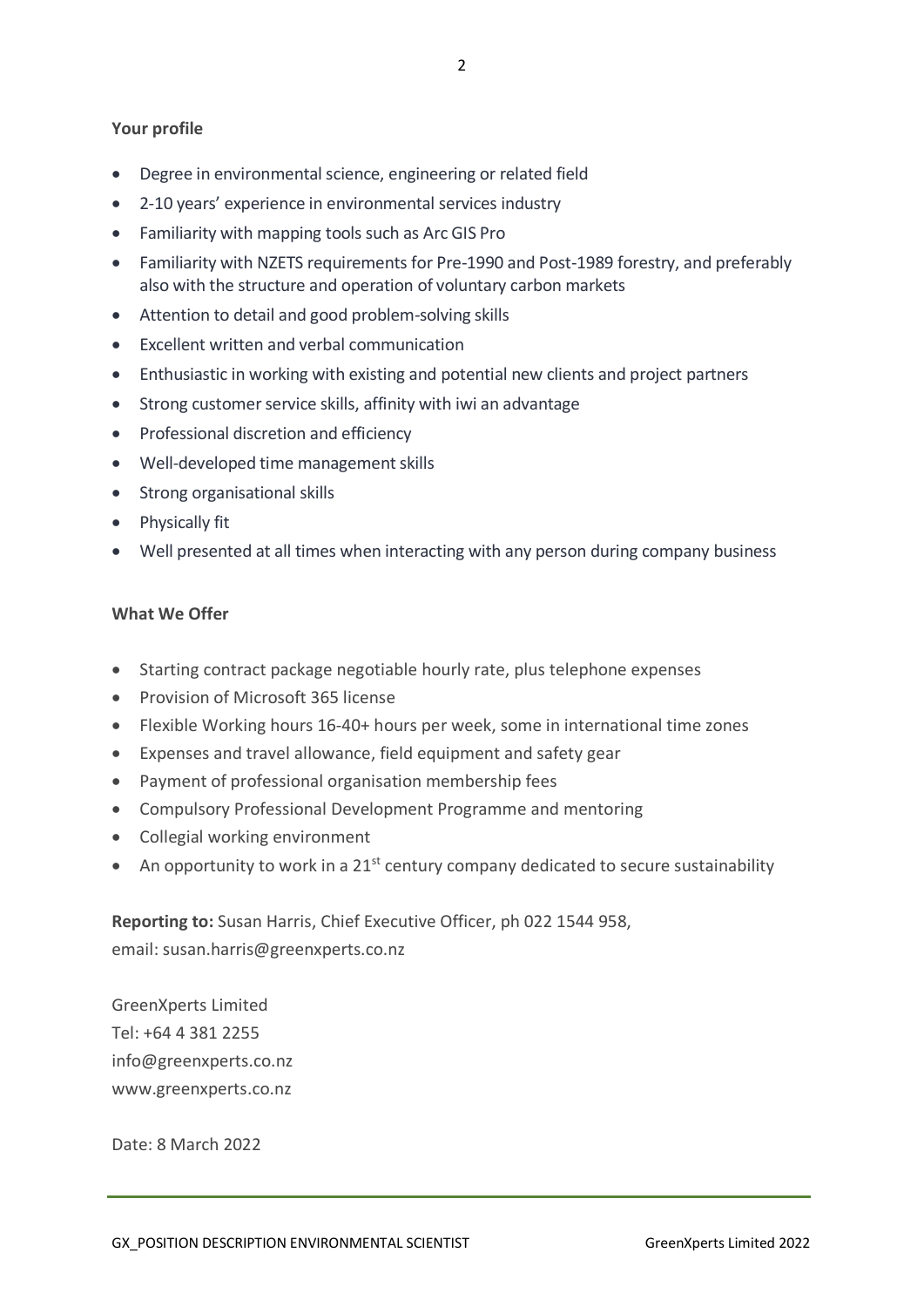**Your profile**

- Degree in environmental science, engineering or related field
- 2-10 years' experience in environmental services industry
- Familiarity with mapping tools such as Arc GIS Pro
- Familiarity with NZETS requirements for Pre-1990 and Post-1989 forestry, and preferably also with the structure and operation of voluntary carbon markets
- Attention to detail and good problem-solving skills
- Excellent written and verbal communication
- Enthusiastic in working with existing and potential new clients and project partners
- Strong customer service skills, affinity with iwi an advantage
- Professional discretion and efficiency
- Well-developed time management skills
- Strong organisational skills
- Physically fit
- Well presented at all times when interacting with any person during company business

**What We Offer**

- Starting contract package negotiable hourly rate, plus telephone expenses
- Provision of Microsoft 365 license
- Flexible Working hours 16-40+ hours per week, some in international time zones
- Expenses and travel allowance, field equipment and safety gear
- Payment of professional organisation membership fees
- Compulsory Professional Development Programme and mentoring
- Collegial working environment
- An opportunity to work in a 21st century company dedicated to secure sustainability

**Reporting to:** Susan Harris, Chief Executive Officer, ph 022 1544 958,
email: susan.harris@greenxperts.co.nz

GreenXperts Limited
Tel: +64 4 381 2255
info@greenxperts.co.nz
www.greenxperts.co.nz

Date: 8 March 2022